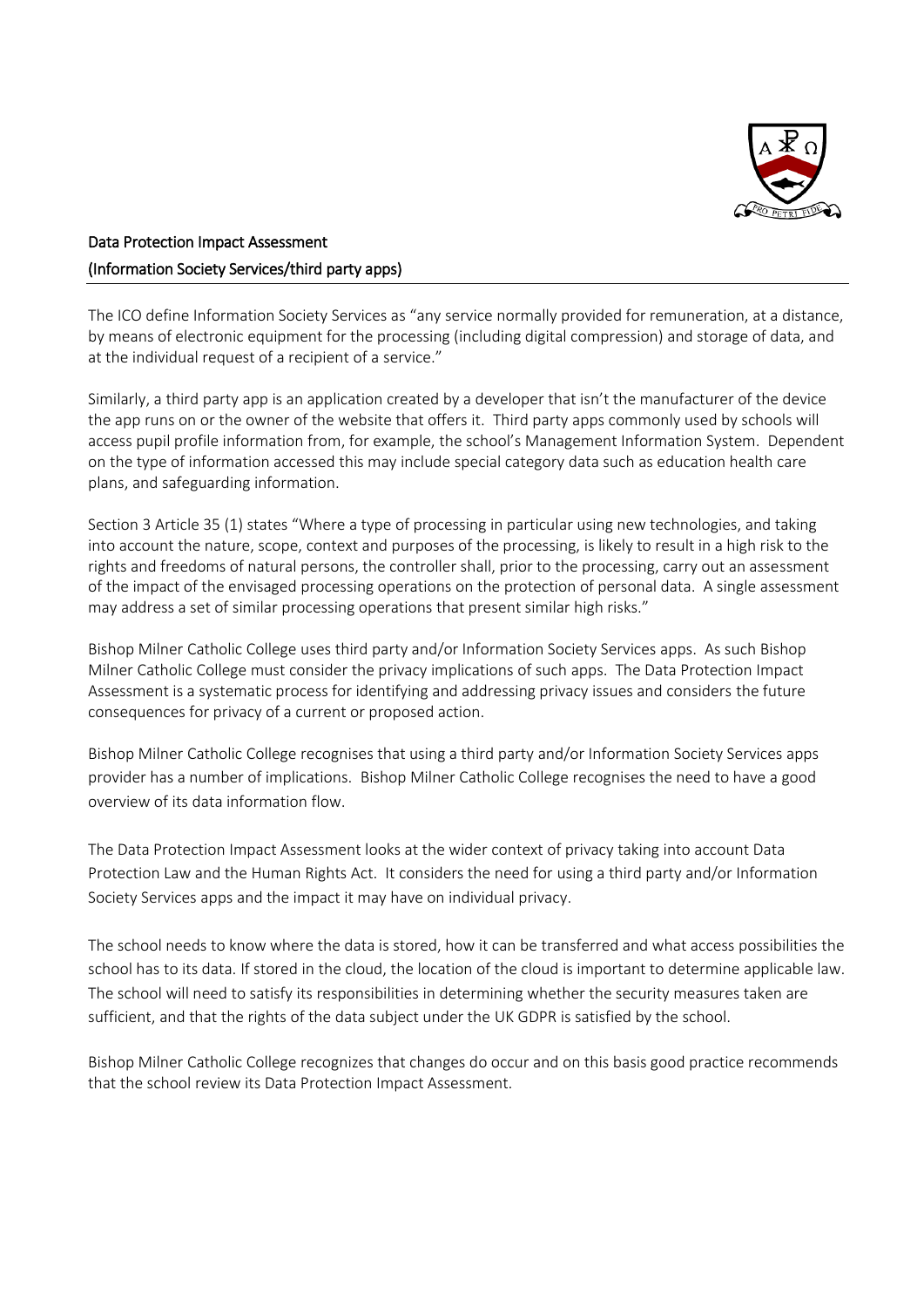# Data Protection Impact Assessment
## (Information Society Services/third party apps)

The ICO define Information Society Services as "any service normally provided for remuneration, at a distance, by means of electronic equipment for the processing (including digital compression) and storage of data, and at the individual request of a recipient of a service."

Similarly, a third party app is an application created by a developer that isn't the manufacturer of the device the app runs on or the owner of the website that offers it. Third party apps commonly used by schools will access pupil profile information from, for example, the school's Management Information System. Dependent on the type of information accessed this may include special category data such as education health care plans, and safeguarding information.

Section 3 Article 35 (1) states "Where a type of processing in particular using new technologies, and taking into account the nature, scope, context and purposes of the processing, is likely to result in a high risk to the rights and freedoms of natural persons, the controller shall, prior to the processing, carry out an assessment of the impact of the envisaged processing operations on the protection of personal data. A single assessment may address a set of similar processing operations that present similar high risks."

Bishop Milner Catholic College uses third party and/or Information Society Services apps. As such Bishop Milner Catholic College must consider the privacy implications of such apps. The Data Protection Impact Assessment is a systematic process for identifying and addressing privacy issues and considers the future consequences for privacy of a current or proposed action.

Bishop Milner Catholic College recognises that using a third party and/or Information Society Services apps provider has a number of implications. Bishop Milner Catholic College recognises the need to have a good overview of its data information flow.

The Data Protection Impact Assessment looks at the wider context of privacy taking into account Data Protection Law and the Human Rights Act. It considers the need for using a third party and/or Information Society Services apps and the impact it may have on individual privacy.

The school needs to know where the data is stored, how it can be transferred and what access possibilities the school has to its data. If stored in the cloud, the location of the cloud is important to determine applicable law. The school will need to satisfy its responsibilities in determining whether the security measures taken are sufficient, and that the rights of the data subject under the UK GDPR is satisfied by the school.

Bishop Milner Catholic College recognizes that changes do occur and on this basis good practice recommends that the school review its Data Protection Impact Assessment.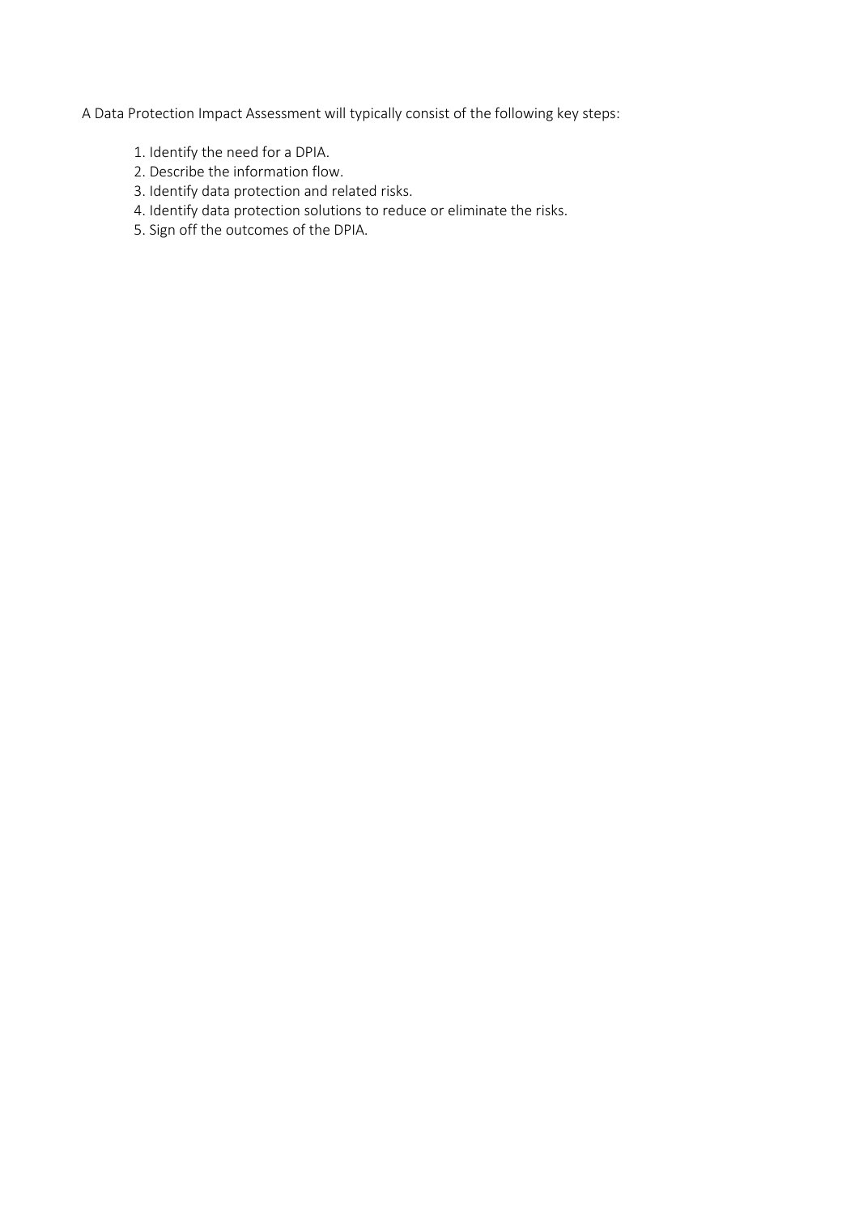A Data Protection Impact Assessment will typically consist of the following key steps:

1. Identify the need for a DPIA.
2. Describe the information flow.
3. Identify data protection and related risks.
4. Identify data protection solutions to reduce or eliminate the risks.
5. Sign off the outcomes of the DPIA.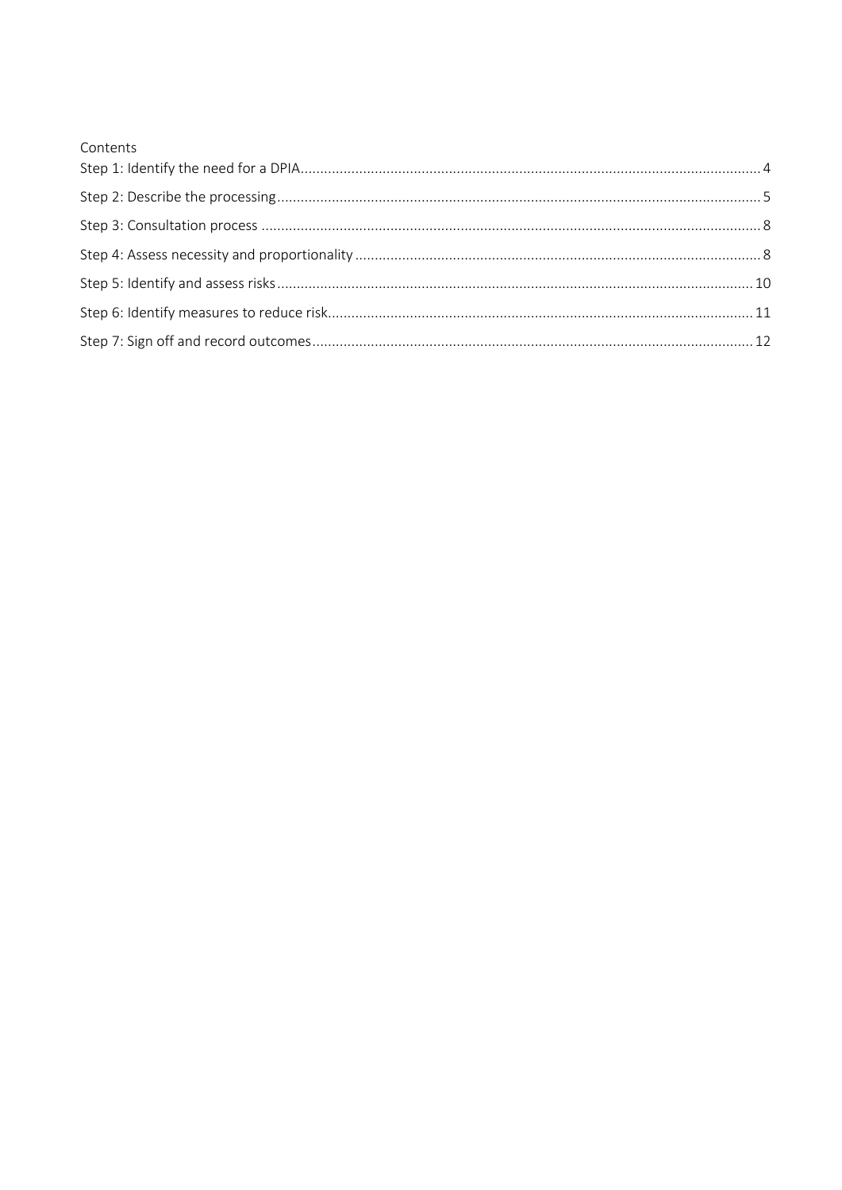Contents

- Step 1: Identify the need for a DPIA ........ 4
- Step 2: Describe the processing ........ 5
- Step 3: Consultation process ........ 8
- Step 4: Assess necessity and proportionality ........ 8
- Step 5: Identify and assess risks ........ 10
- Step 6: Identify measures to reduce risk ........ 11
- Step 7: Sign off and record outcomes ........ 12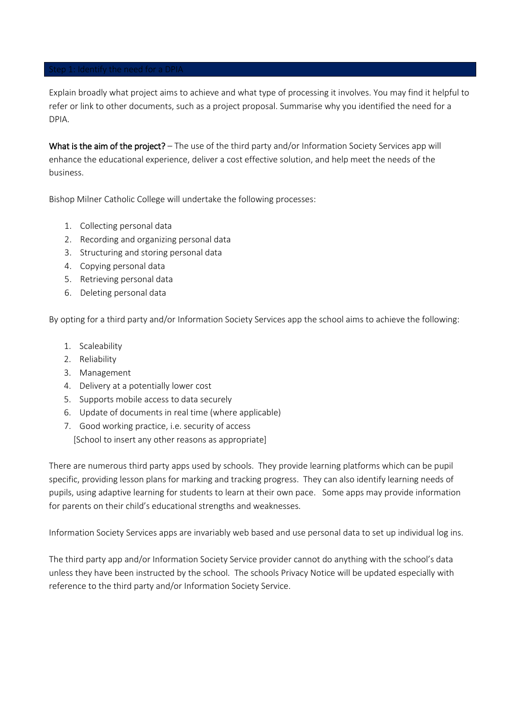## Step 1: Identify the need for a DPIA

Explain broadly what project aims to achieve and what type of processing it involves. You may find it helpful to refer or link to other documents, such as a project proposal. Summarise why you identified the need for a DPIA.

**What is the aim of the project?** – The use of the third party and/or Information Society Services app will enhance the educational experience, deliver a cost effective solution, and help meet the needs of the business.

Bishop Milner Catholic College will undertake the following processes:

1. Collecting personal data
2. Recording and organizing personal data
3. Structuring and storing personal data
4. Copying personal data
5. Retrieving personal data
6. Deleting personal data

By opting for a third party and/or Information Society Services app the school aims to achieve the following:

1. Scaleability
2. Reliability
3. Management
4. Delivery at a potentially lower cost
5. Supports mobile access to data securely
6. Update of documents in real time (where applicable)
7. Good working practice, i.e. security of access

[School to insert any other reasons as appropriate]

There are numerous third party apps used by schools. They provide learning platforms which can be pupil specific, providing lesson plans for marking and tracking progress. They can also identify learning needs of pupils, using adaptive learning for students to learn at their own pace. Some apps may provide information for parents on their child's educational strengths and weaknesses.

Information Society Services apps are invariably web based and use personal data to set up individual log ins.

The third party app and/or Information Society Service provider cannot do anything with the school's data unless they have been instructed by the school. The schools Privacy Notice will be updated especially with reference to the third party and/or Information Society Service.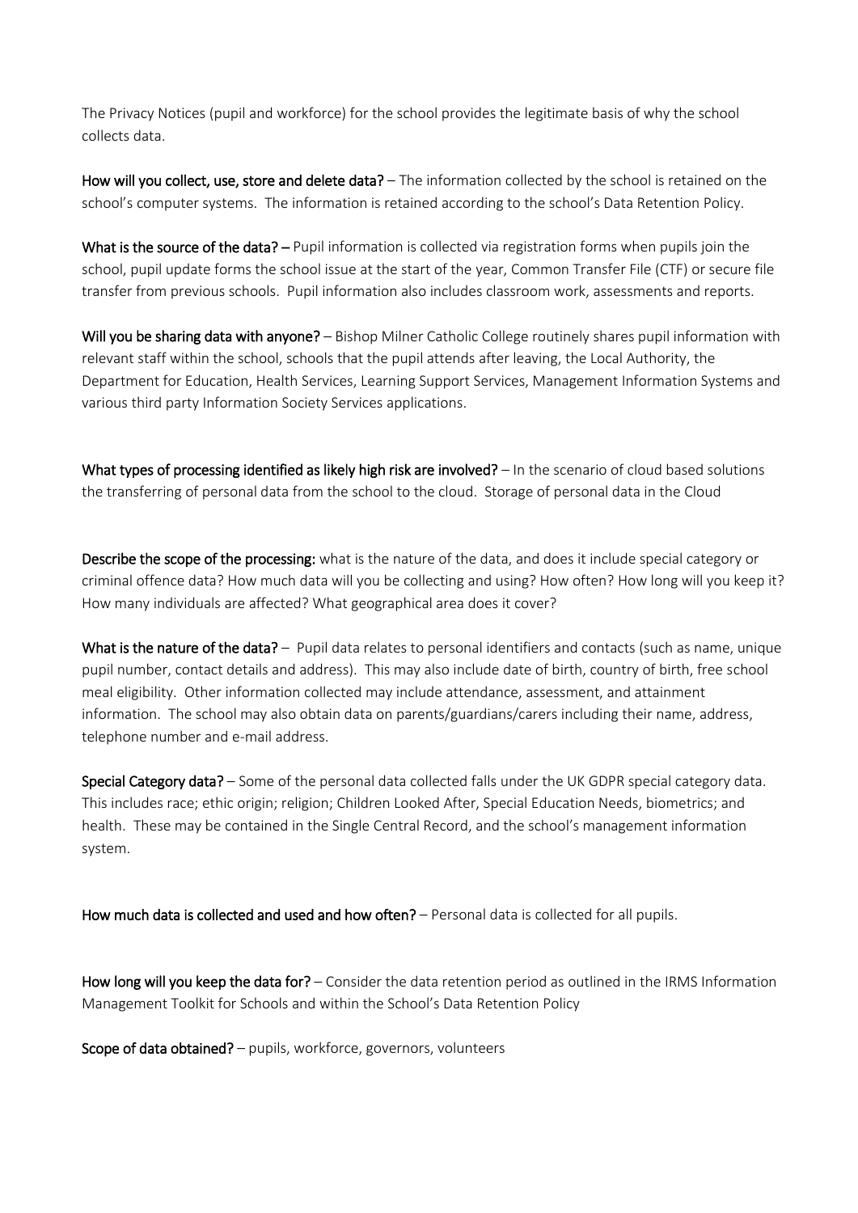The Privacy Notices (pupil and workforce) for the school provides the legitimate basis of why the school collects data.

**How will you collect, use, store and delete data?** – The information collected by the school is retained on the school's computer systems. The information is retained according to the school's Data Retention Policy.

**What is the source of the data? –** Pupil information is collected via registration forms when pupils join the school, pupil update forms the school issue at the start of the year, Common Transfer File (CTF) or secure file transfer from previous schools. Pupil information also includes classroom work, assessments and reports.

**Will you be sharing data with anyone?** – Bishop Milner Catholic College routinely shares pupil information with relevant staff within the school, schools that the pupil attends after leaving, the Local Authority, the Department for Education, Health Services, Learning Support Services, Management Information Systems and various third party Information Society Services applications.

**What types of processing identified as likely high risk are involved?** – In the scenario of cloud based solutions the transferring of personal data from the school to the cloud. Storage of personal data in the Cloud

**Describe the scope of the processing:** what is the nature of the data, and does it include special category or criminal offence data? How much data will you be collecting and using? How often? How long will you keep it? How many individuals are affected? What geographical area does it cover?

**What is the nature of the data?** – Pupil data relates to personal identifiers and contacts (such as name, unique pupil number, contact details and address). This may also include date of birth, country of birth, free school meal eligibility. Other information collected may include attendance, assessment, and attainment information. The school may also obtain data on parents/guardians/carers including their name, address, telephone number and e-mail address.

**Special Category data?** – Some of the personal data collected falls under the UK GDPR special category data. This includes race; ethic origin; religion; Children Looked After, Special Education Needs, biometrics; and health. These may be contained in the Single Central Record, and the school's management information system.

**How much data is collected and used and how often?** – Personal data is collected for all pupils.

**How long will you keep the data for?** – Consider the data retention period as outlined in the IRMS Information Management Toolkit for Schools and within the School's Data Retention Policy

**Scope of data obtained?** – pupils, workforce, governors, volunteers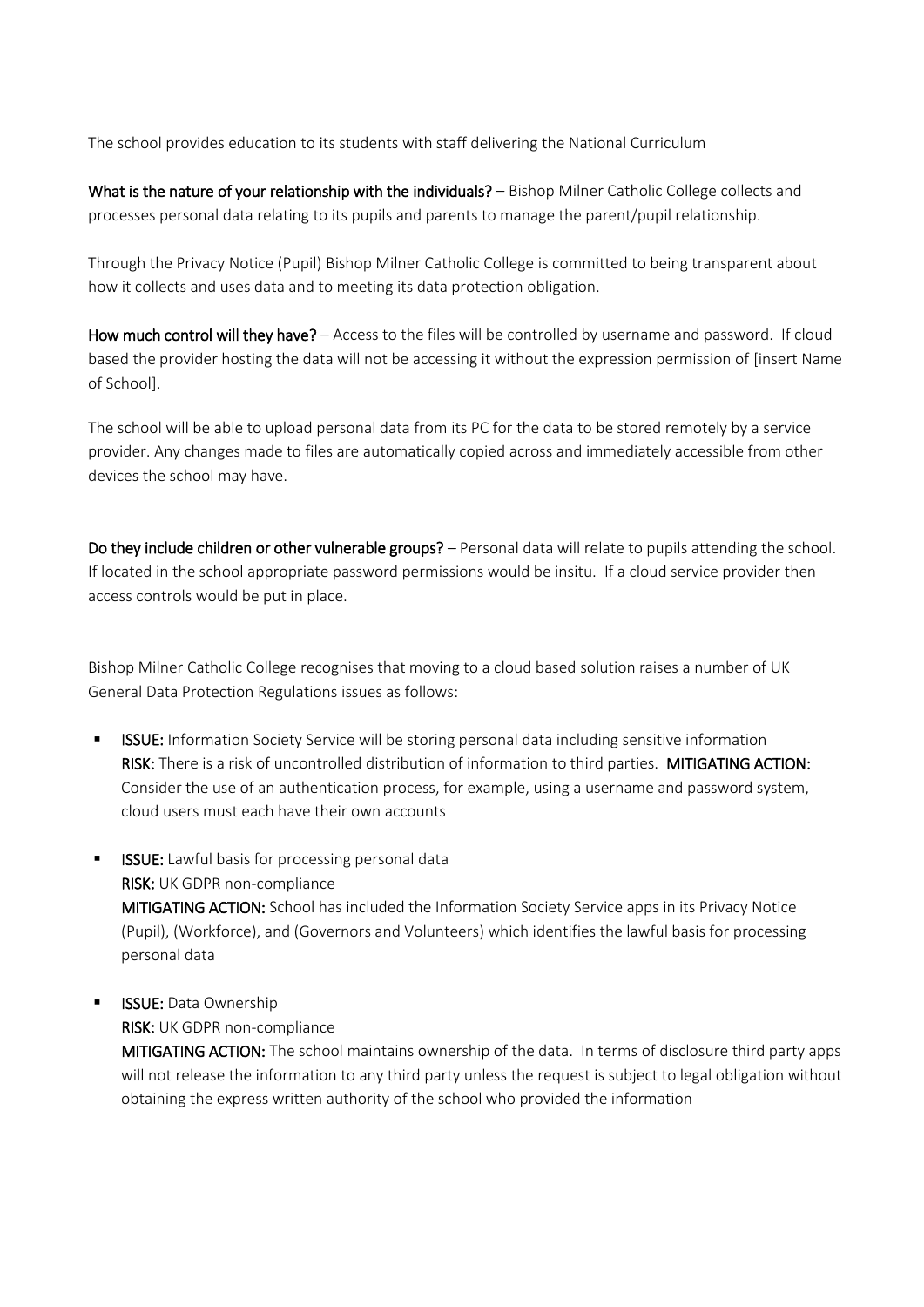The school provides education to its students with staff delivering the National Curriculum

**What is the nature of your relationship with the individuals?** – Bishop Milner Catholic College collects and processes personal data relating to its pupils and parents to manage the parent/pupil relationship.

Through the Privacy Notice (Pupil) Bishop Milner Catholic College is committed to being transparent about how it collects and uses data and to meeting its data protection obligation.

**How much control will they have?** – Access to the files will be controlled by username and password. If cloud based the provider hosting the data will not be accessing it without the expression permission of [insert Name of School].

The school will be able to upload personal data from its PC for the data to be stored remotely by a service provider. Any changes made to files are automatically copied across and immediately accessible from other devices the school may have.

**Do they include children or other vulnerable groups?** – Personal data will relate to pupils attending the school. If located in the school appropriate password permissions would be insitu. If a cloud service provider then access controls would be put in place.

Bishop Milner Catholic College recognises that moving to a cloud based solution raises a number of UK General Data Protection Regulations issues as follows:

- **ISSUE:** Information Society Service will be storing personal data including sensitive information
  **RISK:** There is a risk of uncontrolled distribution of information to third parties. **MITIGATING ACTION:** Consider the use of an authentication process, for example, using a username and password system, cloud users must each have their own accounts

- **ISSUE:** Lawful basis for processing personal data
  **RISK:** UK GDPR non-compliance
  **MITIGATING ACTION:** School has included the Information Society Service apps in its Privacy Notice (Pupil), (Workforce), and (Governors and Volunteers) which identifies the lawful basis for processing personal data

- **ISSUE:** Data Ownership
  **RISK:** UK GDPR non-compliance
  **MITIGATING ACTION:** The school maintains ownership of the data. In terms of disclosure third party apps will not release the information to any third party unless the request is subject to legal obligation without obtaining the express written authority of the school who provided the information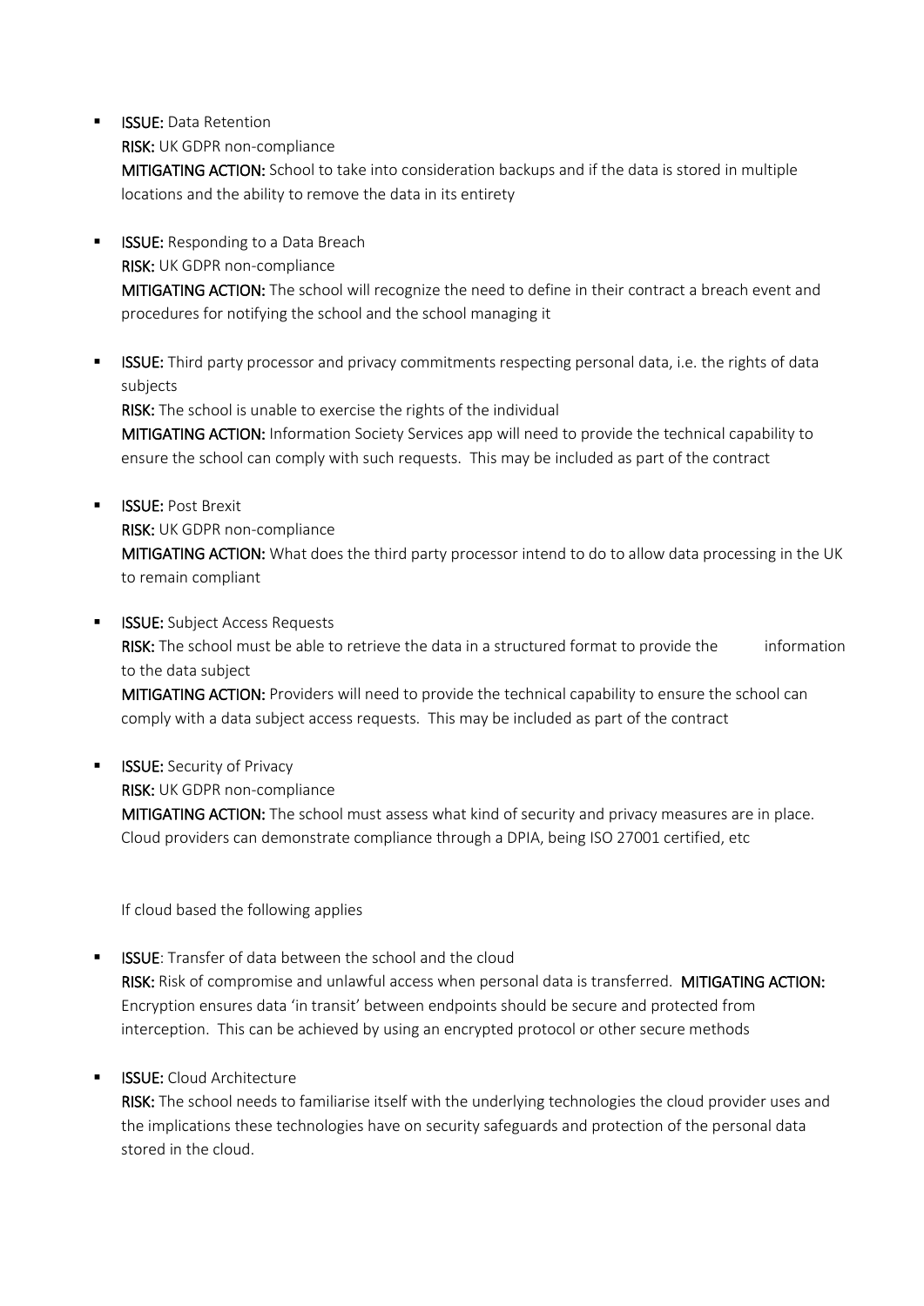- **ISSUE:** Data Retention
  **RISK:** UK GDPR non-compliance
  **MITIGATING ACTION:** School to take into consideration backups and if the data is stored in multiple locations and the ability to remove the data in its entirety

- **ISSUE:** Responding to a Data Breach
  **RISK:** UK GDPR non-compliance
  **MITIGATING ACTION:** The school will recognize the need to define in their contract a breach event and procedures for notifying the school and the school managing it

- **ISSUE:** Third party processor and privacy commitments respecting personal data, i.e. the rights of data subjects
  **RISK:** The school is unable to exercise the rights of the individual
  **MITIGATING ACTION:** Information Society Services app will need to provide the technical capability to ensure the school can comply with such requests. This may be included as part of the contract

- **ISSUE:** Post Brexit
  **RISK:** UK GDPR non-compliance
  **MITIGATING ACTION:** What does the third party processor intend to do to allow data processing in the UK to remain compliant

- **ISSUE:** Subject Access Requests
  **RISK:** The school must be able to retrieve the data in a structured format to provide the information to the data subject
  **MITIGATING ACTION:** Providers will need to provide the technical capability to ensure the school can comply with a data subject access requests. This may be included as part of the contract

- **ISSUE:** Security of Privacy
  **RISK:** UK GDPR non-compliance
  **MITIGATING ACTION:** The school must assess what kind of security and privacy measures are in place. Cloud providers can demonstrate compliance through a DPIA, being ISO 27001 certified, etc

If cloud based the following applies

- **ISSUE**: Transfer of data between the school and the cloud
  **RISK:** Risk of compromise and unlawful access when personal data is transferred. **MITIGATING ACTION:** Encryption ensures data 'in transit' between endpoints should be secure and protected from interception. This can be achieved by using an encrypted protocol or other secure methods

- **ISSUE:** Cloud Architecture
  **RISK:** The school needs to familiarise itself with the underlying technologies the cloud provider uses and the implications these technologies have on security safeguards and protection of the personal data stored in the cloud.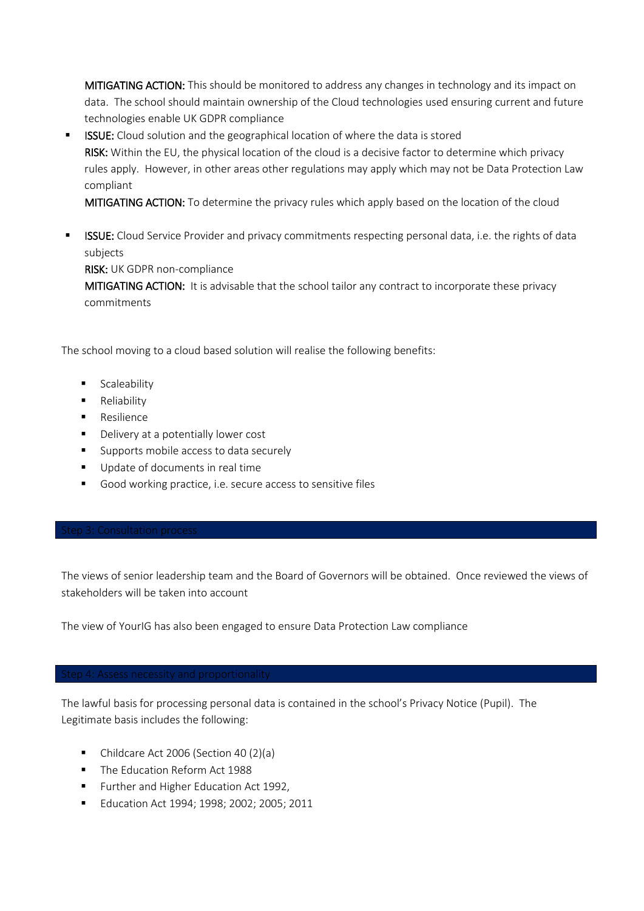**MITIGATING ACTION:** This should be monitored to address any changes in technology and its impact on data. The school should maintain ownership of the Cloud technologies used ensuring current and future technologies enable UK GDPR compliance

- **ISSUE:** Cloud solution and the geographical location of where the data is stored
  **RISK:** Within the EU, the physical location of the cloud is a decisive factor to determine which privacy rules apply. However, in other areas other regulations may apply which may not be Data Protection Law compliant
  **MITIGATING ACTION:** To determine the privacy rules which apply based on the location of the cloud

- **ISSUE:** Cloud Service Provider and privacy commitments respecting personal data, i.e. the rights of data subjects
  **RISK:** UK GDPR non-compliance
  **MITIGATING ACTION:** It is advisable that the school tailor any contract to incorporate these privacy commitments

The school moving to a cloud based solution will realise the following benefits:

- Scaleability
- Reliability
- Resilience
- Delivery at a potentially lower cost
- Supports mobile access to data securely
- Update of documents in real time
- Good working practice, i.e. secure access to sensitive files

## Step 3: Consultation process

The views of senior leadership team and the Board of Governors will be obtained. Once reviewed the views of stakeholders will be taken into account

The view of YourIG has also been engaged to ensure Data Protection Law compliance

## Step 4: Assess necessity and proportionality

The lawful basis for processing personal data is contained in the school's Privacy Notice (Pupil). The Legitimate basis includes the following:

- Childcare Act 2006 (Section 40 (2)(a)
- The Education Reform Act 1988
- Further and Higher Education Act 1992,
- Education Act 1994; 1998; 2002; 2005; 2011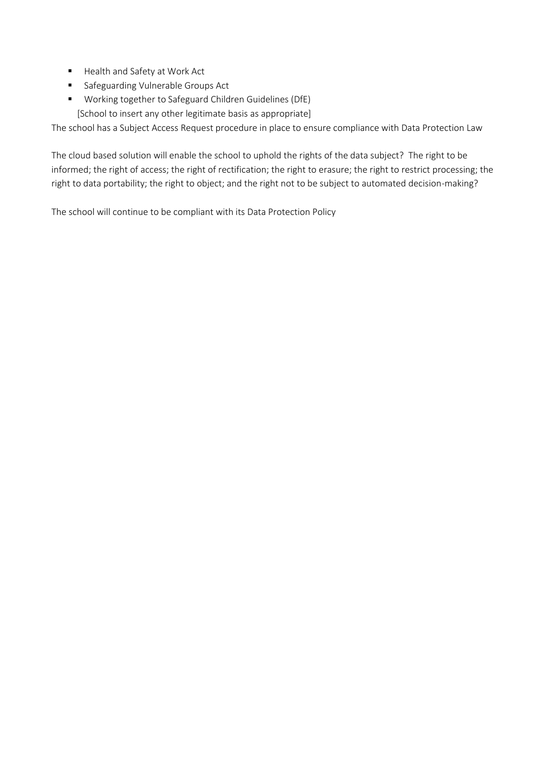- Health and Safety at Work Act
- Safeguarding Vulnerable Groups Act
- Working together to Safeguard Children Guidelines (DfE)

  [School to insert any other legitimate basis as appropriate]

The school has a Subject Access Request procedure in place to ensure compliance with Data Protection Law

The cloud based solution will enable the school to uphold the rights of the data subject? The right to be informed; the right of access; the right of rectification; the right to erasure; the right to restrict processing; the right to data portability; the right to object; and the right not to be subject to automated decision-making?

The school will continue to be compliant with its Data Protection Policy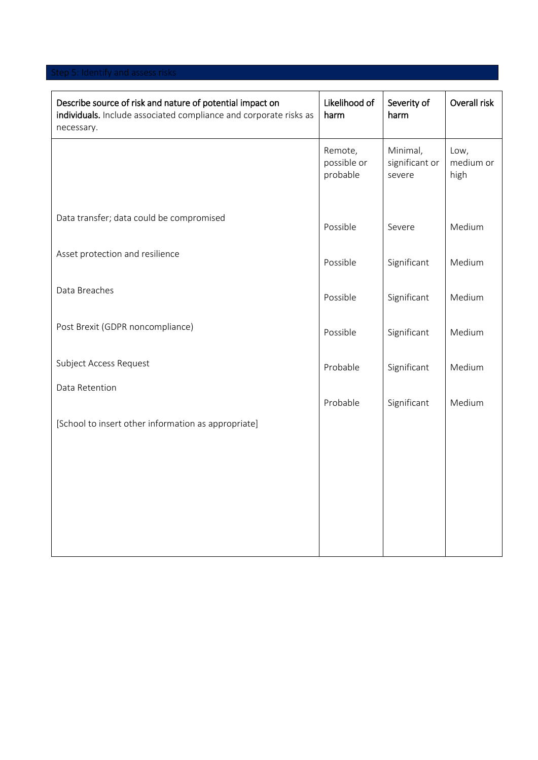## Step 5: Identify and assess risks

| **Describe source of risk and nature of potential impact on individuals.** Include associated compliance and corporate risks as necessary. | **Likelihood of harm** | **Severity of harm** | **Overall risk** |
|---|---|---|---|
| | Remote, possible or probable | Minimal, significant or severe | Low, medium or high |
| Data transfer; data could be compromised | Possible | Severe | Medium |
| Asset protection and resilience | Possible | Significant | Medium |
| Data Breaches | Possible | Significant | Medium |
| Post Brexit (GDPR noncompliance) | Possible | Significant | Medium |
| Subject Access Request | Probable | Significant | Medium |
| Data Retention | Probable | Significant | Medium |
| [School to insert other information as appropriate] | | | |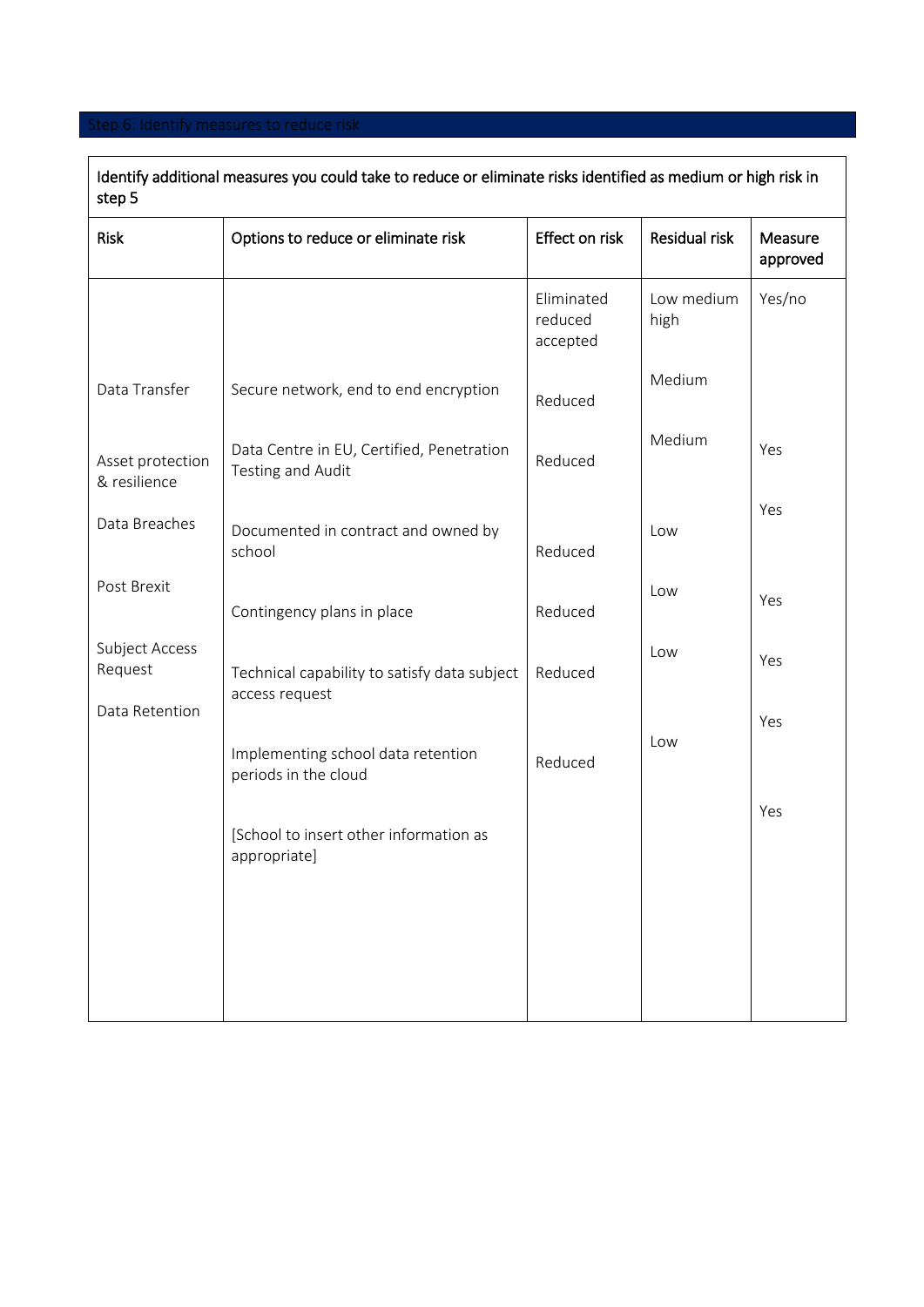## Step 6: Identify measures to reduce risk

Identify additional measures you could take to reduce or eliminate risks identified as medium or high risk in step 5

| Risk | Options to reduce or eliminate risk | Effect on risk | Residual risk | Measure approved |
|---|---|---|---|---|
| | | Eliminated reduced accepted | Low medium high | Yes/no |
| Data Transfer | Secure network, end to end encryption | Reduced | Medium | |
| Asset protection & resilience | Data Centre in EU, Certified, Penetration Testing and Audit | Reduced | Medium | Yes |
| Data Breaches | Documented in contract and owned by school | Reduced | Low | Yes |
| Post Brexit | Contingency plans in place | Reduced | Low | Yes |
| Subject Access Request | Technical capability to satisfy data subject access request | Reduced | Low | Yes |
| Data Retention | Implementing school data retention periods in the cloud | Reduced | Low | Yes |
| | [School to insert other information as appropriate] | | | Yes |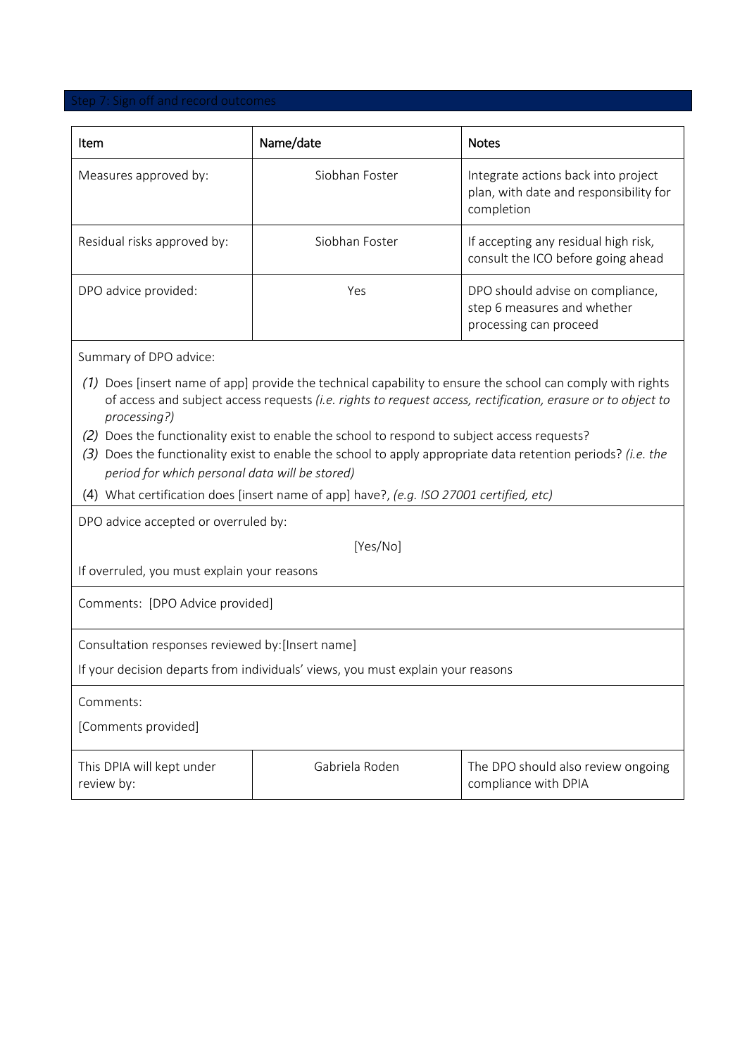## Step 7: Sign off and record outcomes

| Item | Name/date | Notes |
|---|---|---|
| Measures approved by: | Siobhan Foster | Integrate actions back into project plan, with date and responsibility for completion |
| Residual risks approved by: | Siobhan Foster | If accepting any residual high risk, consult the ICO before going ahead |
| DPO advice provided: | Yes | DPO should advise on compliance, step 6 measures and whether processing can proceed |
| Summary of DPO advice:<br>*(1)* Does [insert name of app] provide the technical capability to ensure the school can comply with rights of access and subject access requests *(i.e. rights to request access, rectification, erasure or to object to processing?)*<br>*(2)* Does the functionality exist to enable the school to respond to subject access requests?<br>*(3)* Does the functionality exist to enable the school to apply appropriate data retention periods? *(i.e. the period for which personal data will be stored)*<br>(4) What certification does [insert name of app] have?, *(e.g. ISO 27001 certified, etc)* | | |
| DPO advice accepted or overruled by:<br>[Yes/No]<br>If overruled, you must explain your reasons | | |
| Comments: [DPO Advice provided] | | |
| Consultation responses reviewed by:[Insert name]<br>If your decision departs from individuals' views, you must explain your reasons | | |
| Comments:<br>[Comments provided] | | |
| This DPIA will kept under review by: | Gabriela Roden | The DPO should also review ongoing compliance with DPIA |